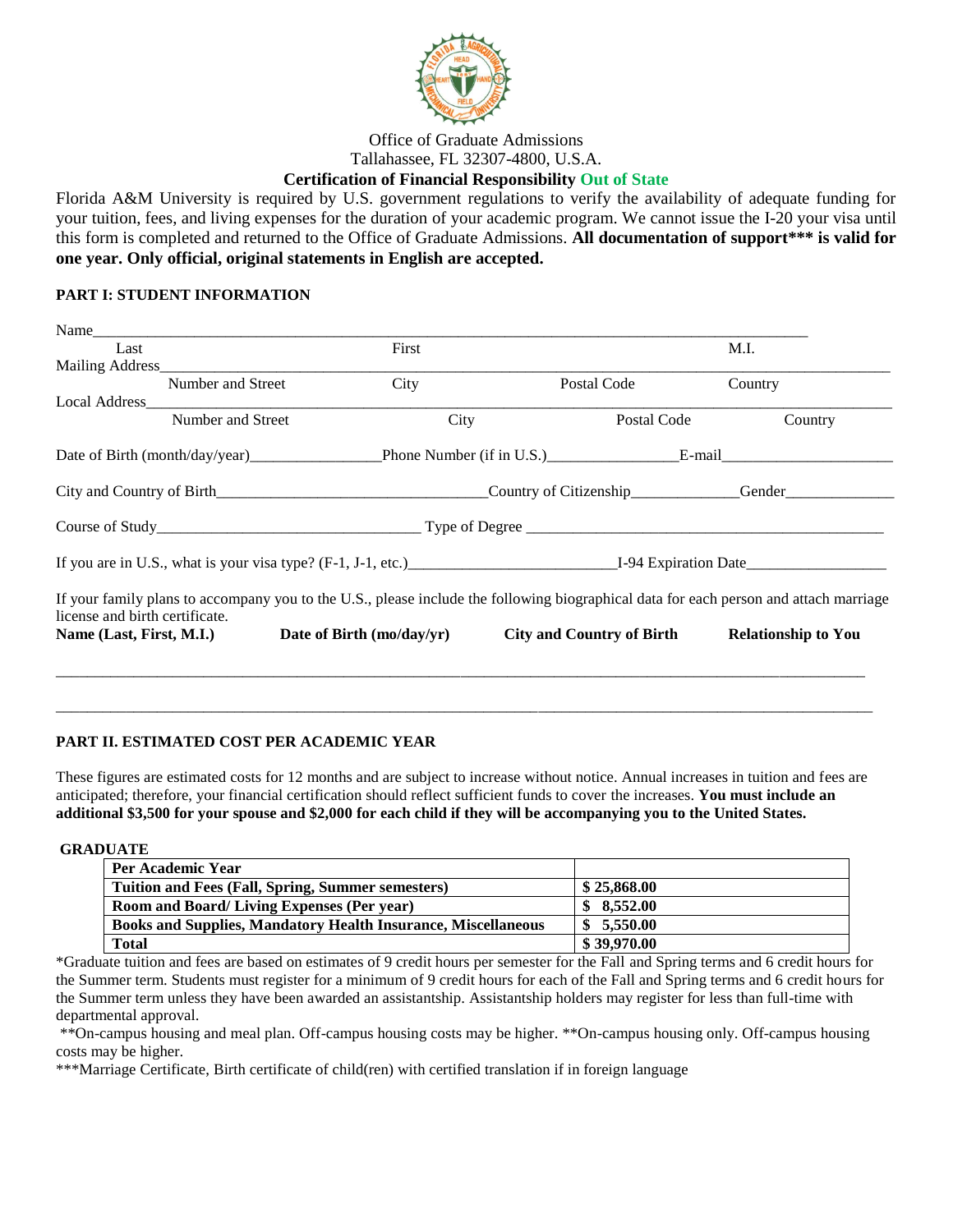Office of Graduate Admissions
Tallahassee, FL 32307-4800, U.S.A.

**Certification of Financial Responsibility Out of State**

Florida A&M University is required by U.S. government regulations to verify the availability of adequate funding for your tuition, fees, and living expenses for the duration of your academic program. We cannot issue the I-20 your visa until this form is completed and returned to the Office of Graduate Admissions. **All documentation of support*** is valid for one year. Only official, original statements in English are accepted.**

**PART I: STUDENT INFORMATION**

Name_______________________________________________________________________________
Last First M.I.

Mailing Address_______________________________________________________________________
Number and Street City Postal Code Country

Local Address_________________________________________________________________________
Number and Street City Postal Code Country

Date of Birth (month/day/year)________________Phone Number (if in U.S.)________________E-mail______________________

City and Country of Birth__________________________________Country of Citizenship_____________Gender______________

Course of Study________________________________ Type of Degree ____________________________________________

If you are in U.S., what is your visa type? (F-1, J-1, etc.)_________________________I-94 Expiration Date__________________

If your family plans to accompany you to the U.S., please include the following biographical data for each person and attach marriage license and birth certificate.

| **Name (Last, First, M.I.)** | **Date of Birth (mo/day/yr)** | **City and Country of Birth** | **Relationship to You** |
|---|---|---|---|
| | | | |
| | | | |

**PART II. ESTIMATED COST PER ACADEMIC YEAR**

These figures are estimated costs for 12 months and are subject to increase without notice. Annual increases in tuition and fees are anticipated; therefore, your financial certification should reflect sufficient funds to cover the increases. **You must include an additional $3,500 for your spouse and $2,000 for each child if they will be accompanying you to the United States.**

**GRADUATE**

| **Per Academic Year** | |
|---|---|
| **Tuition and Fees (Fall, Spring, Summer semesters)** | **$ 25,868.00** |
| **Room and Board/ Living Expenses (Per year)** | **$ 8,552.00** |
| **Books and Supplies, Mandatory Health Insurance, Miscellaneous** | **$ 5,550.00** |
| **Total** | **$ 39,970.00** |

*Graduate tuition and fees are based on estimates of 9 credit hours per semester for the Fall and Spring terms and 6 credit hours for the Summer term. Students must register for a minimum of 9 credit hours for each of the Fall and Spring terms and 6 credit hours for the Summer term unless they have been awarded an assistantship. Assistantship holders may register for less than full-time with departmental approval.

**On-campus housing and meal plan. Off-campus housing costs may be higher. **On-campus housing only. Off-campus housing costs may be higher.

***Marriage Certificate, Birth certificate of child(ren) with certified translation if in foreign language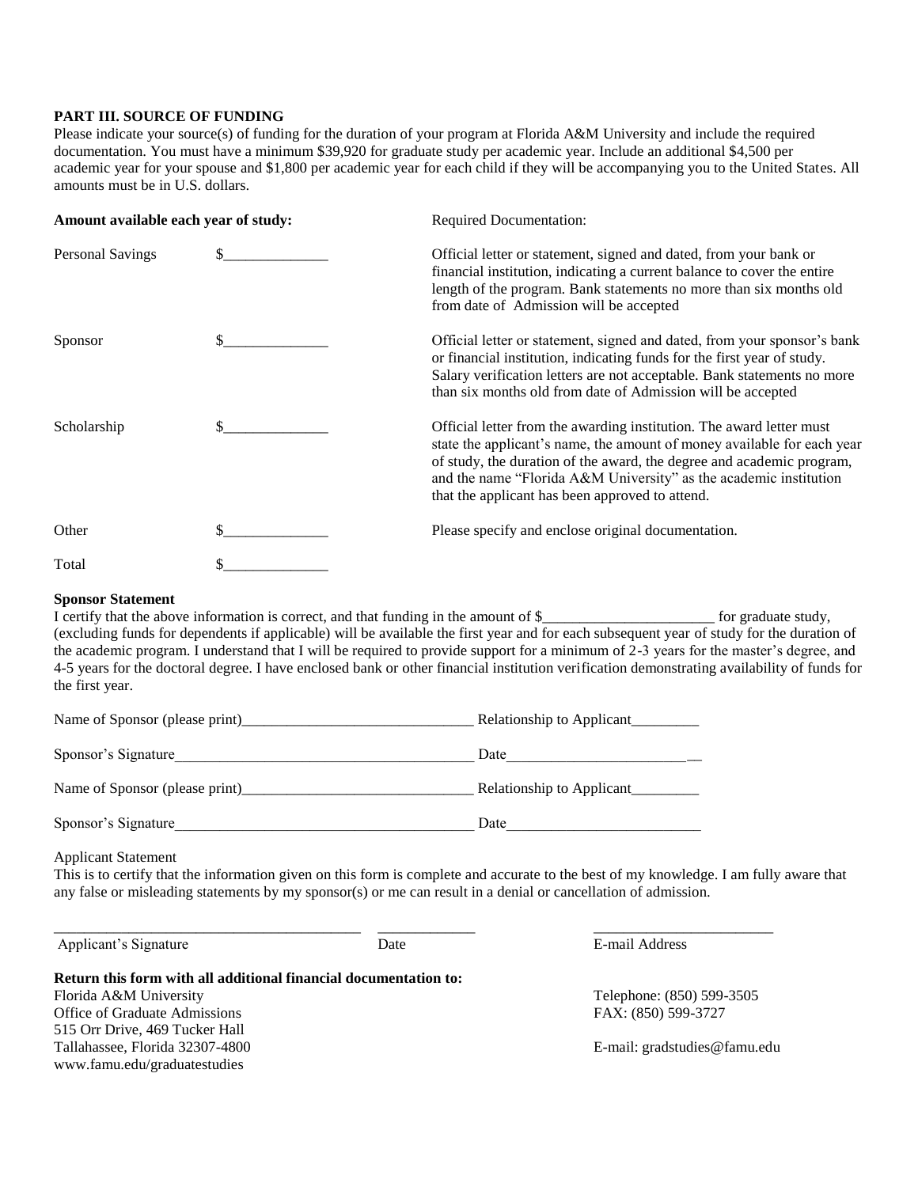**PART III. SOURCE OF FUNDING**

Please indicate your source(s) of funding for the duration of your program at Florida A&M University and include the required documentation. You must have a minimum $39,920 for graduate study per academic year. Include an additional $4,500 per academic year for your spouse and $1,800 per academic year for each child if they will be accompanying you to the United States. All amounts must be in U.S. dollars.

| **Amount available each year of study:** | | Required Documentation: |
|---|---|---|
| Personal Savings | $______________ | Official letter or statement, signed and dated, from your bank or financial institution, indicating a current balance to cover the entire length of the program. Bank statements no more than six months old from date of Admission will be accepted |
| Sponsor | $______________ | Official letter or statement, signed and dated, from your sponsor's bank or financial institution, indicating funds for the first year of study. Salary verification letters are not acceptable. Bank statements no more than six months old from date of Admission will be accepted |
| Scholarship | $______________ | Official letter from the awarding institution. The award letter must state the applicant's name, the amount of money available for each year of study, the duration of the award, the degree and academic program, and the name "Florida A&M University" as the academic institution that the applicant has been approved to attend. |
| Other | $______________ | Please specify and enclose original documentation. |
| Total | $______________ | |

**Sponsor Statement**

I certify that the above information is correct, and that funding in the amount of $_______________________ for graduate study, (excluding funds for dependents if applicable) will be available the first year and for each subsequent year of study for the duration of the academic program. I understand that I will be required to provide support for a minimum of 2-3 years for the master's degree, and 4-5 years for the doctoral degree. I have enclosed bank or other financial institution verification demonstrating availability of funds for the first year.

Name of Sponsor (please print)_______________________________ Relationship to Applicant_________

Sponsor's Signature________________________________________ Date__________________________

Name of Sponsor (please print)_______________________________ Relationship to Applicant_________

Sponsor's Signature________________________________________ Date__________________________

Applicant Statement

This is to certify that the information given on this form is complete and accurate to the best of my knowledge. I am fully aware that any false or misleading statements by my sponsor(s) or me can result in a denial or cancellation of admission.

__________________________________________ _____________ ________________________

Applicant's Signature Date E-mail Address

**Return this form with all additional financial documentation to:**

Florida A&M University
Office of Graduate Admissions
515 Orr Drive, 469 Tucker Hall
Tallahassee, Florida 32307-4800
www.famu.edu/graduatestudies

Telephone: (850) 599-3505
FAX: (850) 599-3727

E-mail: gradstudies@famu.edu